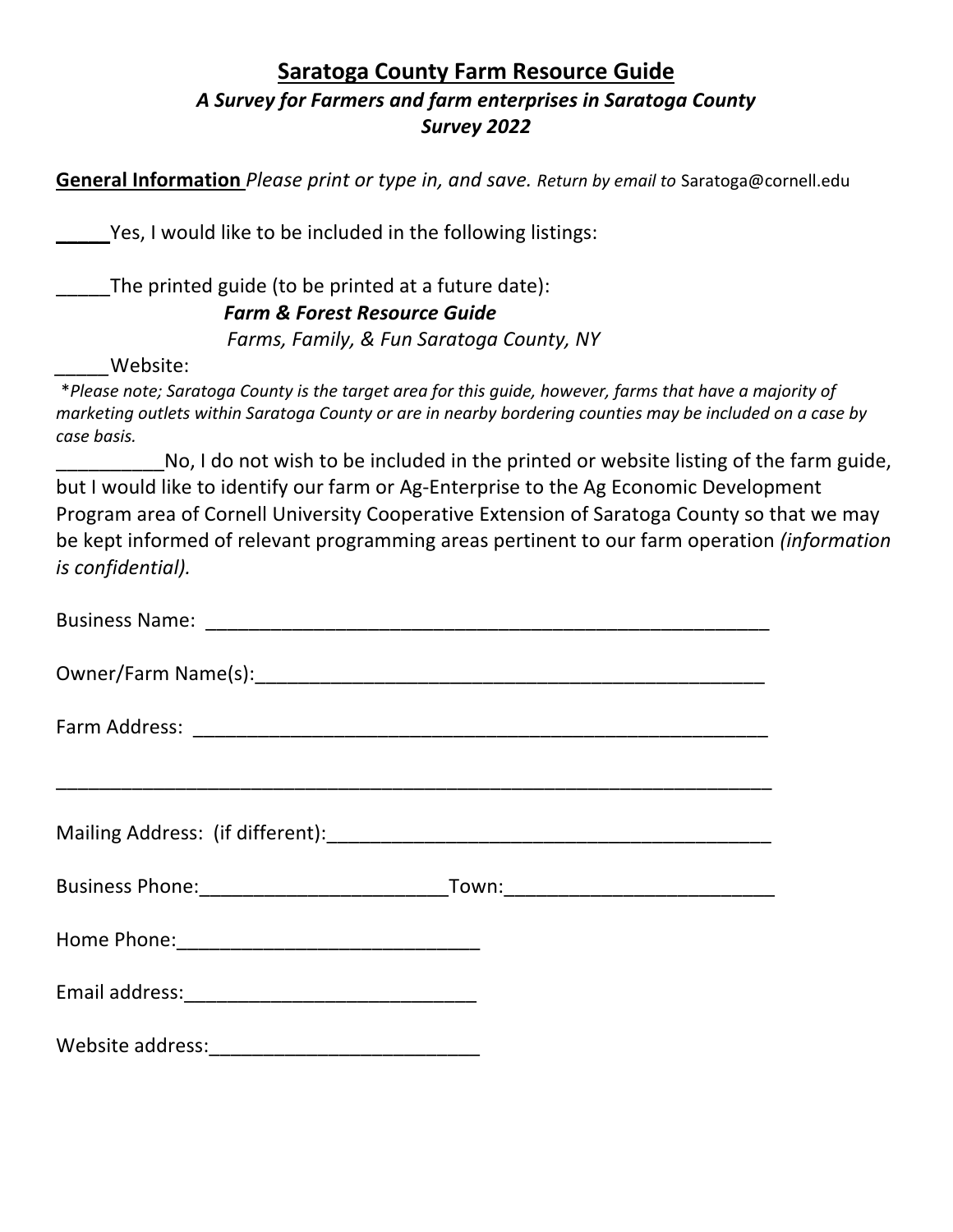# Saratoga County Farm Resource Guide

***A Survey for Farmers and farm enterprises in Saratoga County***

***Survey 2022***

**General Information** *Please print or type in, and save. Return by email to* Saratoga@cornell.edu

_____Yes, I would like to be included in the following listings:

_____The printed guide (to be printed at a future date):

***Farm & Forest Resource Guide***

*Farms, Family, & Fun Saratoga County, NY*

_____Website:

*\*Please note; Saratoga County is the target area for this guide, however, farms that have a majority of marketing outlets within Saratoga County or are in nearby bordering counties may be included on a case by case basis.*

__________No, I do not wish to be included in the printed or website listing of the farm guide, but I would like to identify our farm or Ag-Enterprise to the Ag Economic Development Program area of Cornell University Cooperative Extension of Saratoga County so that we may be kept informed of relevant programming areas pertinent to our farm operation *(information is confidential).*

Business Name: _______________________________________________________

Owner/Farm Name(s):__________________________________________________

Farm Address: _______________________________________________________

_____________________________________________________________________

Mailing Address: (if different):____________________________________________

Business Phone:________________________Town:_________________________

Home Phone:_____________________________

Email address:____________________________

Website address:__________________________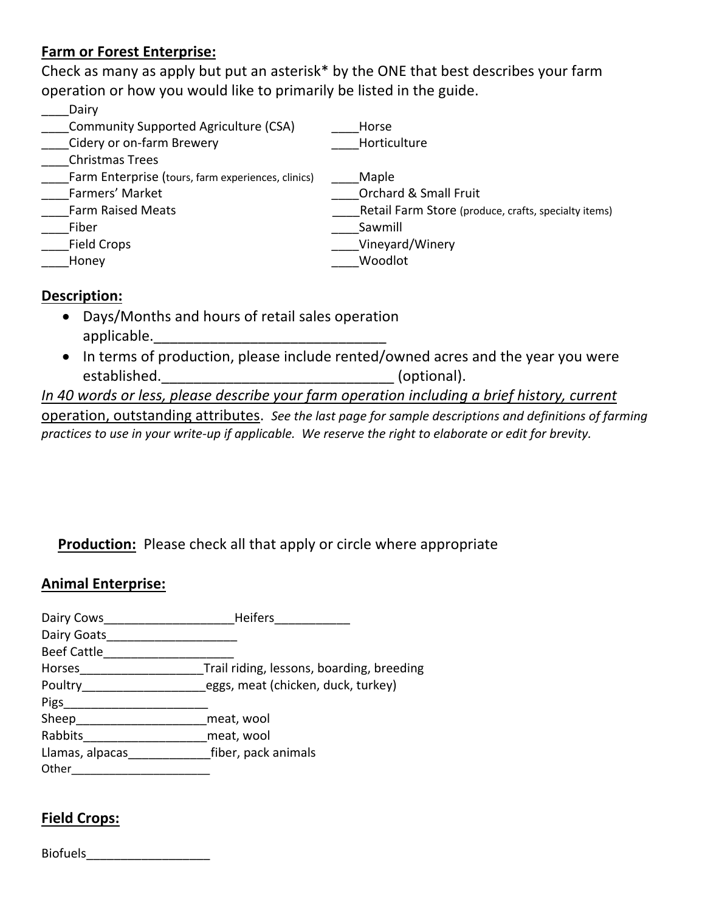**Farm or Forest Enterprise:**

Check as many as apply but put an asterisk* by the ONE that best describes your farm operation or how you would like to primarily be listed in the guide.

____Dairy
____Community Supported Agriculture (CSA)
____Cidery or on-farm Brewery
____Christmas Trees
____Farm Enterprise (tours, farm experiences, clinics)
____Farmers' Market
____Farm Raised Meats
____Fiber
____Field Crops
____Honey
____Horse
____Horticulture
____Maple
____Orchard & Small Fruit
____Retail Farm Store (produce, crafts, specialty items)
____Sawmill
____Vineyard/Winery
____Woodlot

**Description:**

- Days/Months and hours of retail sales operation applicable.______________________________
- In terms of production, please include rented/owned acres and the year you were established.______________________________ (optional).

*In 40 words or less, please describe your farm operation including a brief history, current* operation, outstanding attributes. *See the last page for sample descriptions and definitions of farming practices to use in your write-up if applicable. We reserve the right to elaborate or edit for brevity.*

**Production:** Please check all that apply or circle where appropriate

**Animal Enterprise:**

Dairy Cows___________________Heifers___________
Dairy Goats___________________
Beef Cattle___________________
Horses__________________Trail riding, lessons, boarding, breeding
Poultry__________________eggs, meat (chicken, duck, turkey)
Pigs_____________________
Sheep___________________meat, wool
Rabbits__________________meat, wool
Llamas, alpacas____________fiber, pack animals
Other_____________________

**Field Crops:**

Biofuels__________________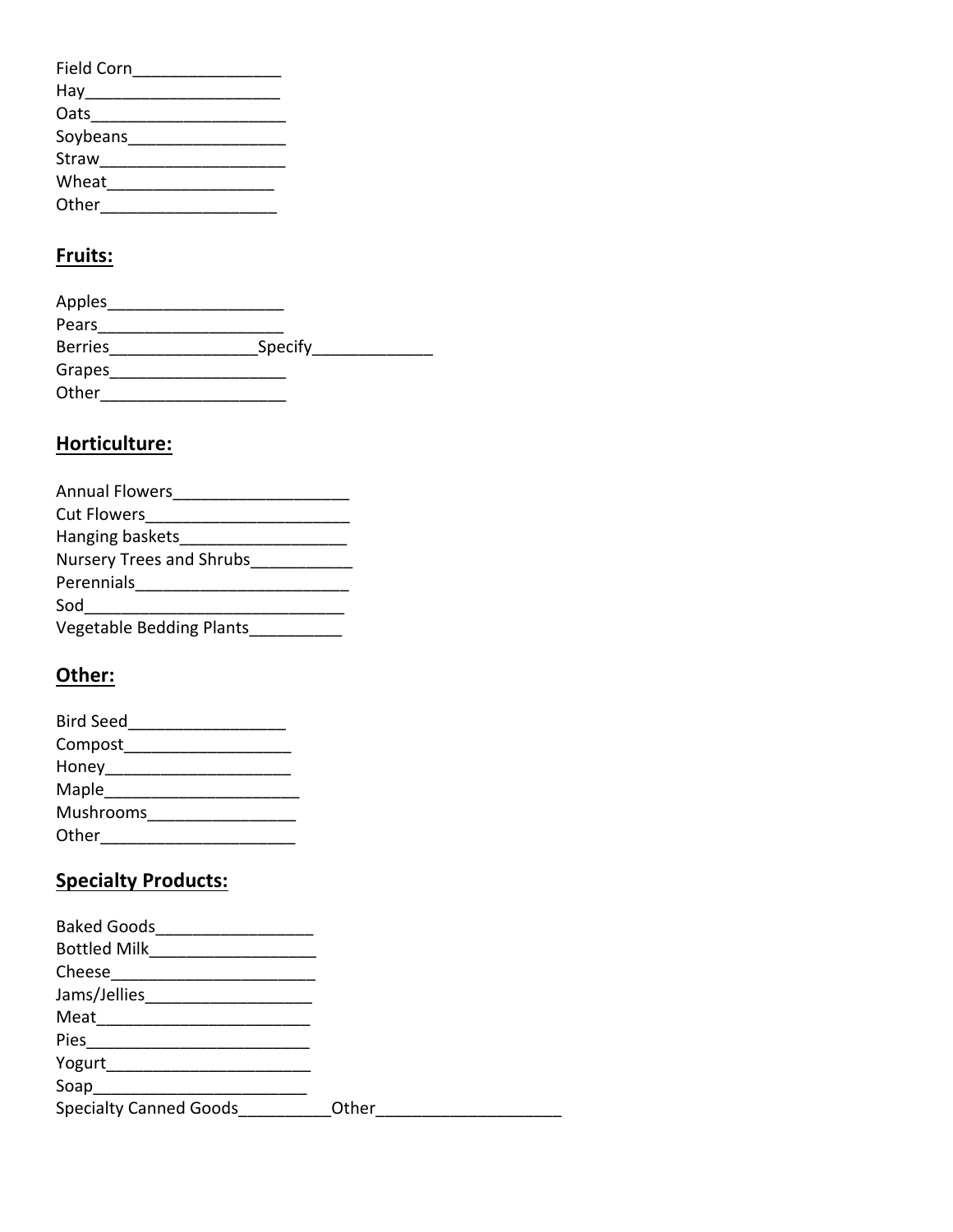Field Corn________________
Hay_____________________
Oats______________________
Soybeans_________________
Straw____________________
Wheat__________________
Other___________________

## **Fruits:**

Apples___________________
Pears____________________
Berries________________Specify_____________
Grapes___________________
Other____________________

## **Horticulture:**

Annual Flowers___________________
Cut Flowers______________________
Hanging baskets__________________
Nursery Trees and Shrubs___________
Perennials_______________________
Sod_____________________________
Vegetable Bedding Plants__________

## **Other:**

Bird Seed_________________
Compost__________________
Honey____________________
Maple_____________________
Mushrooms________________
Other_____________________

## **Specialty Products:**

Baked Goods_________________
Bottled Milk__________________
Cheese_______________________
Jams/Jellies__________________
Meat________________________
Pies_________________________
Yogurt_______________________
Soap________________________
Specialty Canned Goods__________Other____________________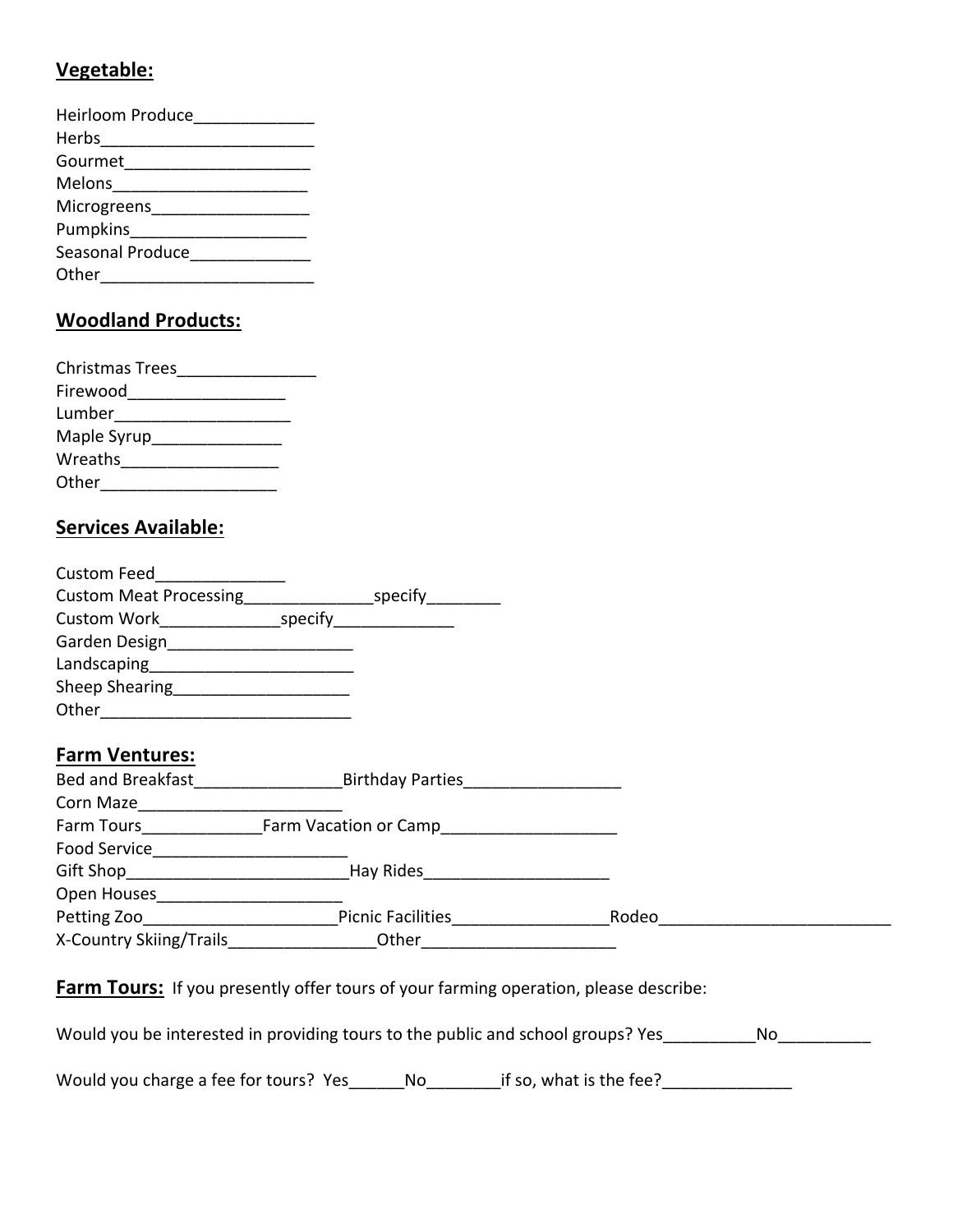**Vegetable:**

Heirloom Produce_____________
Herbs_______________________
Gourmet____________________
Melons_____________________
Microgreens_________________
Pumpkins___________________
Seasonal Produce_____________
Other_______________________

**Woodland Products:**

Christmas Trees_______________
Firewood_________________
Lumber___________________
Maple Syrup______________
Wreaths_________________
Other___________________

**Services Available:**

Custom Feed______________
Custom Meat Processing______________specify________
Custom Work_____________specify_____________
Garden Design____________________
Landscaping______________________
Sheep Shearing___________________
Other___________________________

**Farm Ventures:**

Bed and Breakfast________________Birthday Parties_________________
Corn Maze______________________
Farm Tours_____________Farm Vacation or Camp___________________
Food Service_____________________
Gift Shop________________________Hay Rides____________________
Open Houses_____________________
Petting Zoo_____________________Picnic Facilities_________________Rodeo_________________________
X-Country Skiing/Trails________________Other_____________________

**Farm Tours:** If you presently offer tours of your farming operation, please describe:

Would you be interested in providing tours to the public and school groups? Yes__________No__________

Would you charge a fee for tours? Yes______No________if so, what is the fee?______________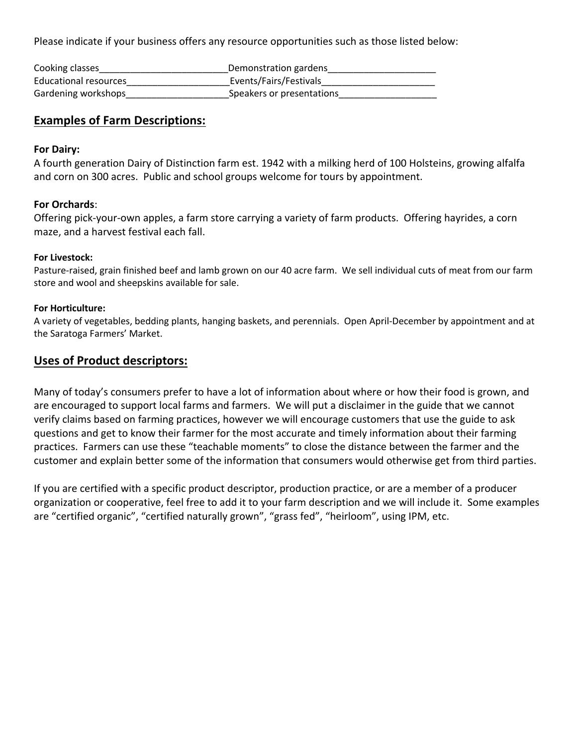Please indicate if your business offers any resource opportunities such as those listed below:

| | |
|---|---|
| Cooking classes_________________________ | Demonstration gardens_____________________ |
| Educational resources____________________ | Events/Fairs/Festivals______________________ |
| Gardening workshops____________________ | Speakers or presentations___________________ |

## Examples of Farm Descriptions:

**For Dairy:**
A fourth generation Dairy of Distinction farm est. 1942 with a milking herd of 100 Holsteins, growing alfalfa and corn on 300 acres. Public and school groups welcome for tours by appointment.

**For Orchards**:
Offering pick-your-own apples, a farm store carrying a variety of farm products. Offering hayrides, a corn maze, and a harvest festival each fall.

**For Livestock:**
Pasture-raised, grain finished beef and lamb grown on our 40 acre farm. We sell individual cuts of meat from our farm store and wool and sheepskins available for sale.

**For Horticulture:**
A variety of vegetables, bedding plants, hanging baskets, and perennials. Open April-December by appointment and at the Saratoga Farmers' Market.

## Uses of Product descriptors:

Many of today's consumers prefer to have a lot of information about where or how their food is grown, and are encouraged to support local farms and farmers. We will put a disclaimer in the guide that we cannot verify claims based on farming practices, however we will encourage customers that use the guide to ask questions and get to know their farmer for the most accurate and timely information about their farming practices. Farmers can use these "teachable moments" to close the distance between the farmer and the customer and explain better some of the information that consumers would otherwise get from third parties.

If you are certified with a specific product descriptor, production practice, or are a member of a producer organization or cooperative, feel free to add it to your farm description and we will include it. Some examples are "certified organic", "certified naturally grown", "grass fed", "heirloom", using IPM, etc.